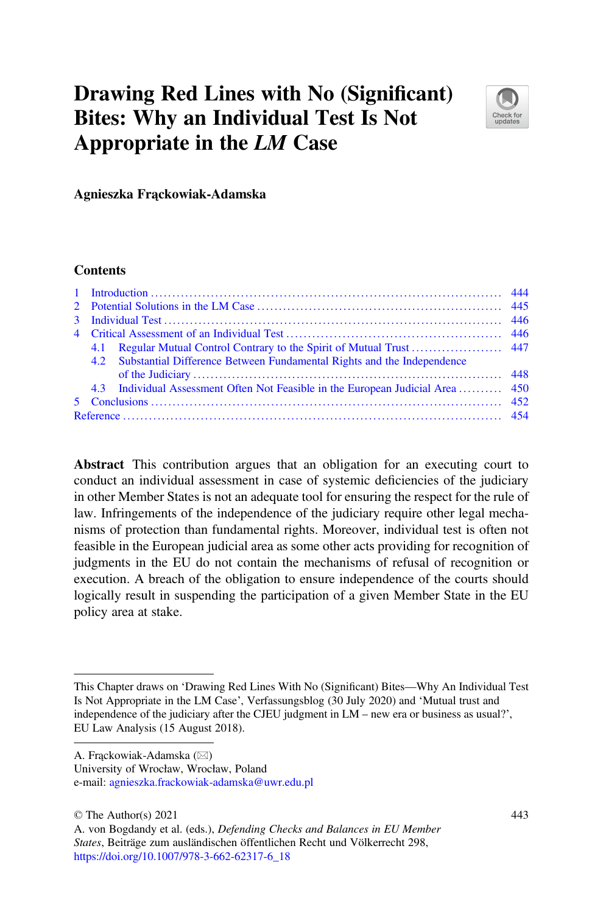# Drawing Red Lines with No (Significant) Bites: Why an Individual Test Is Not Appropriate in the *LM* Case

**Agnieszka Frąckowiak-Adamska**

## Contents

1 Introduction ..... 444
2 Potential Solutions in the LM Case ..... 445
3 Individual Test ..... 446
4 Critical Assessment of an Individual Test ..... 446
  4.1 Regular Mutual Control Contrary to the Spirit of Mutual Trust ..... 447
  4.2 Substantial Difference Between Fundamental Rights and the Independence of the Judiciary ..... 448
  4.3 Individual Assessment Often Not Feasible in the European Judicial Area ..... 450
5 Conclusions ..... 452
Reference ..... 454

**Abstract** This contribution argues that an obligation for an executing court to conduct an individual assessment in case of systemic deficiencies of the judiciary in other Member States is not an adequate tool for ensuring the respect for the rule of law. Infringements of the independence of the judiciary require other legal mechanisms of protection than fundamental rights. Moreover, individual test is often not feasible in the European judicial area as some other acts providing for recognition of judgments in the EU do not contain the mechanisms of refusal of recognition or execution. A breach of the obligation to ensure independence of the courts should logically result in suspending the participation of a given Member State in the EU policy area at stake.

---

This Chapter draws on 'Drawing Red Lines With No (Significant) Bites—Why An Individual Test Is Not Appropriate in the LM Case', Verfassungsblog (30 July 2020) and 'Mutual trust and independence of the judiciary after the CJEU judgment in LM – new era or business as usual?', EU Law Analysis (15 August 2018).

A. Frąckowiak-Adamska (✉)
University of Wrocław, Wrocław, Poland
e-mail: agnieszka.frackowiak-adamska@uwr.edu.pl

© The Author(s) 2021
A. von Bogdandy et al. (eds.), *Defending Checks and Balances in EU Member States*, Beiträge zum ausländischen öffentlichen Recht und Völkerrecht 298,
https://doi.org/10.1007/978-3-662-62317-6_18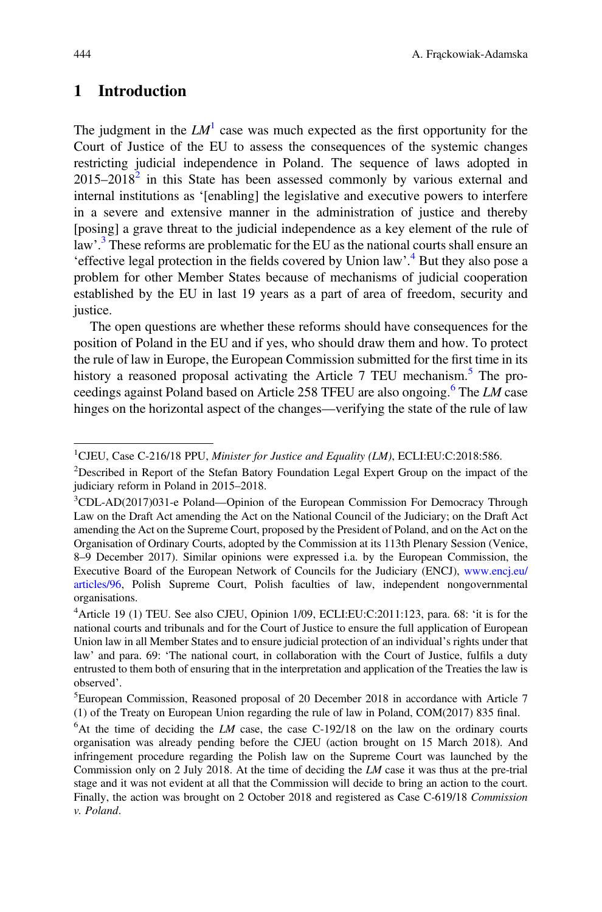# 1 Introduction

The judgment in the *LM*[1] case was much expected as the first opportunity for the Court of Justice of the EU to assess the consequences of the systemic changes restricting judicial independence in Poland. The sequence of laws adopted in 2015–2018[2] in this State has been assessed commonly by various external and internal institutions as '[enabling] the legislative and executive powers to interfere in a severe and extensive manner in the administration of justice and thereby [posing] a grave threat to the judicial independence as a key element of the rule of law'.[3] These reforms are problematic for the EU as the national courts shall ensure an 'effective legal protection in the fields covered by Union law'.[4] But they also pose a problem for other Member States because of mechanisms of judicial cooperation established by the EU in last 19 years as a part of area of freedom, security and justice.

The open questions are whether these reforms should have consequences for the position of Poland in the EU and if yes, who should draw them and how. To protect the rule of law in Europe, the European Commission submitted for the first time in its history a reasoned proposal activating the Article 7 TEU mechanism.[5] The proceedings against Poland based on Article 258 TFEU are also ongoing.[6] The *LM* case hinges on the horizontal aspect of the changes—verifying the state of the rule of law

---

[1] CJEU, Case C-216/18 PPU, *Minister for Justice and Equality (LM)*, ECLI:EU:C:2018:586.

[2] Described in Report of the Stefan Batory Foundation Legal Expert Group on the impact of the judiciary reform in Poland in 2015–2018.

[3] CDL-AD(2017)031-e Poland—Opinion of the European Commission For Democracy Through Law on the Draft Act amending the Act on the National Council of the Judiciary; on the Draft Act amending the Act on the Supreme Court, proposed by the President of Poland, and on the Act on the Organisation of Ordinary Courts, adopted by the Commission at its 113th Plenary Session (Venice, 8–9 December 2017). Similar opinions were expressed i.a. by the European Commission, the Executive Board of the European Network of Councils for the Judiciary (ENCJ), www.encj.eu/articles/96, Polish Supreme Court, Polish faculties of law, independent nongovernmental organisations.

[4] Article 19 (1) TEU. See also CJEU, Opinion 1/09, ECLI:EU:C:2011:123, para. 68: 'it is for the national courts and tribunals and for the Court of Justice to ensure the full application of European Union law in all Member States and to ensure judicial protection of an individual's rights under that law' and para. 69: 'The national court, in collaboration with the Court of Justice, fulfils a duty entrusted to them both of ensuring that in the interpretation and application of the Treaties the law is observed'.

[5] European Commission, Reasoned proposal of 20 December 2018 in accordance with Article 7 (1) of the Treaty on European Union regarding the rule of law in Poland, COM(2017) 835 final.

[6] At the time of deciding the *LM* case, the case C-192/18 on the law on the ordinary courts organisation was already pending before the CJEU (action brought on 15 March 2018). And infringement procedure regarding the Polish law on the Supreme Court was launched by the Commission only on 2 July 2018. At the time of deciding the *LM* case it was thus at the pre-trial stage and it was not evident at all that the Commission will decide to bring an action to the court. Finally, the action was brought on 2 October 2018 and registered as Case C-619/18 *Commission v. Poland*.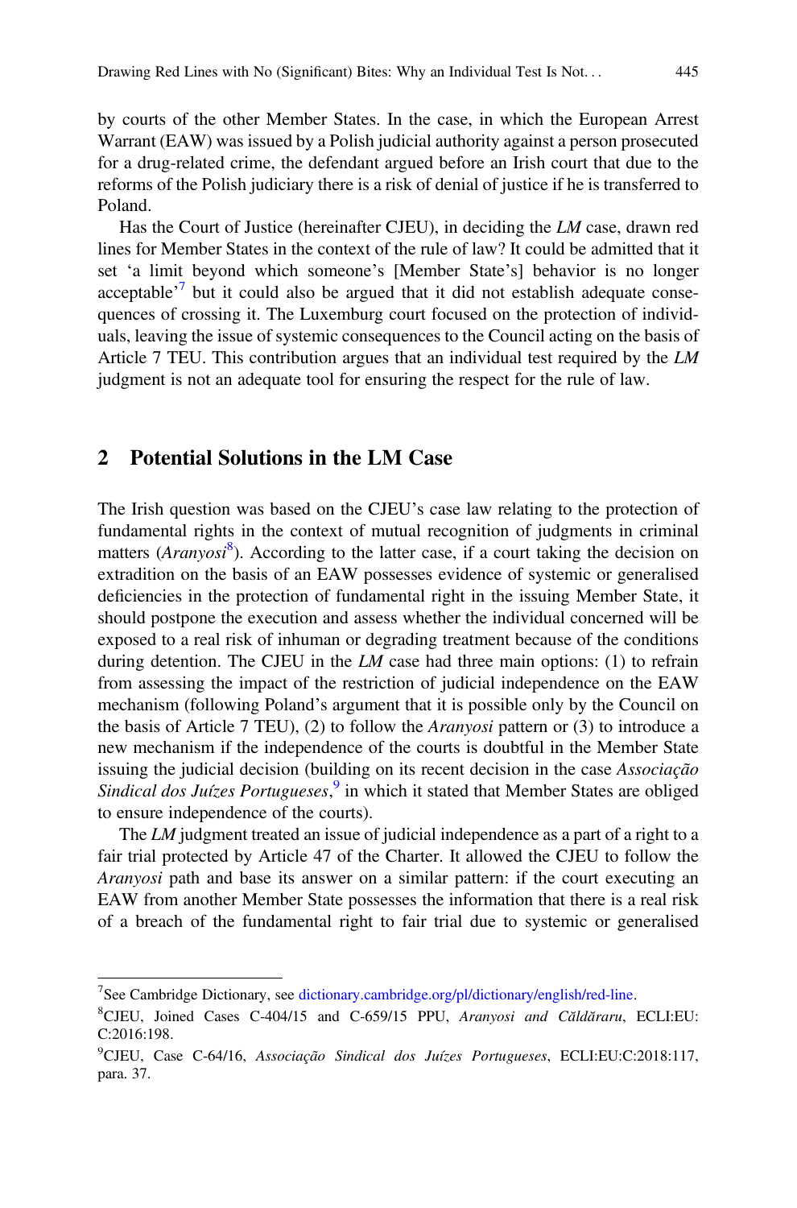by courts of the other Member States. In the case, in which the European Arrest Warrant (EAW) was issued by a Polish judicial authority against a person prosecuted for a drug-related crime, the defendant argued before an Irish court that due to the reforms of the Polish judiciary there is a risk of denial of justice if he is transferred to Poland.

Has the Court of Justice (hereinafter CJEU), in deciding the *LM* case, drawn red lines for Member States in the context of the rule of law? It could be admitted that it set 'a limit beyond which someone's [Member State's] behavior is no longer acceptable'[7] but it could also be argued that it did not establish adequate consequences of crossing it. The Luxemburg court focused on the protection of individuals, leaving the issue of systemic consequences to the Council acting on the basis of Article 7 TEU. This contribution argues that an individual test required by the *LM* judgment is not an adequate tool for ensuring the respect for the rule of law.

## 2 Potential Solutions in the LM Case

The Irish question was based on the CJEU's case law relating to the protection of fundamental rights in the context of mutual recognition of judgments in criminal matters (*Aranyosi*[8]). According to the latter case, if a court taking the decision on extradition on the basis of an EAW possesses evidence of systemic or generalised deficiencies in the protection of fundamental right in the issuing Member State, it should postpone the execution and assess whether the individual concerned will be exposed to a real risk of inhuman or degrading treatment because of the conditions during detention. The CJEU in the *LM* case had three main options: (1) to refrain from assessing the impact of the restriction of judicial independence on the EAW mechanism (following Poland's argument that it is possible only by the Council on the basis of Article 7 TEU), (2) to follow the *Aranyosi* pattern or (3) to introduce a new mechanism if the independence of the courts is doubtful in the Member State issuing the judicial decision (building on its recent decision in the case *Associação Sindical dos Juízes Portugueses*,[9] in which it stated that Member States are obliged to ensure independence of the courts).

The *LM* judgment treated an issue of judicial independence as a part of a right to a fair trial protected by Article 47 of the Charter. It allowed the CJEU to follow the *Aranyosi* path and base its answer on a similar pattern: if the court executing an EAW from another Member State possesses the information that there is a real risk of a breach of the fundamental right to fair trial due to systemic or generalised

---

[7] See Cambridge Dictionary, see dictionary.cambridge.org/pl/dictionary/english/red-line.

[8] CJEU, Joined Cases C-404/15 and C-659/15 PPU, *Aranyosi and Căldăraru*, ECLI:EU:C:2016:198.

[9] CJEU, Case C-64/16, *Associação Sindical dos Juízes Portugueses*, ECLI:EU:C:2018:117, para. 37.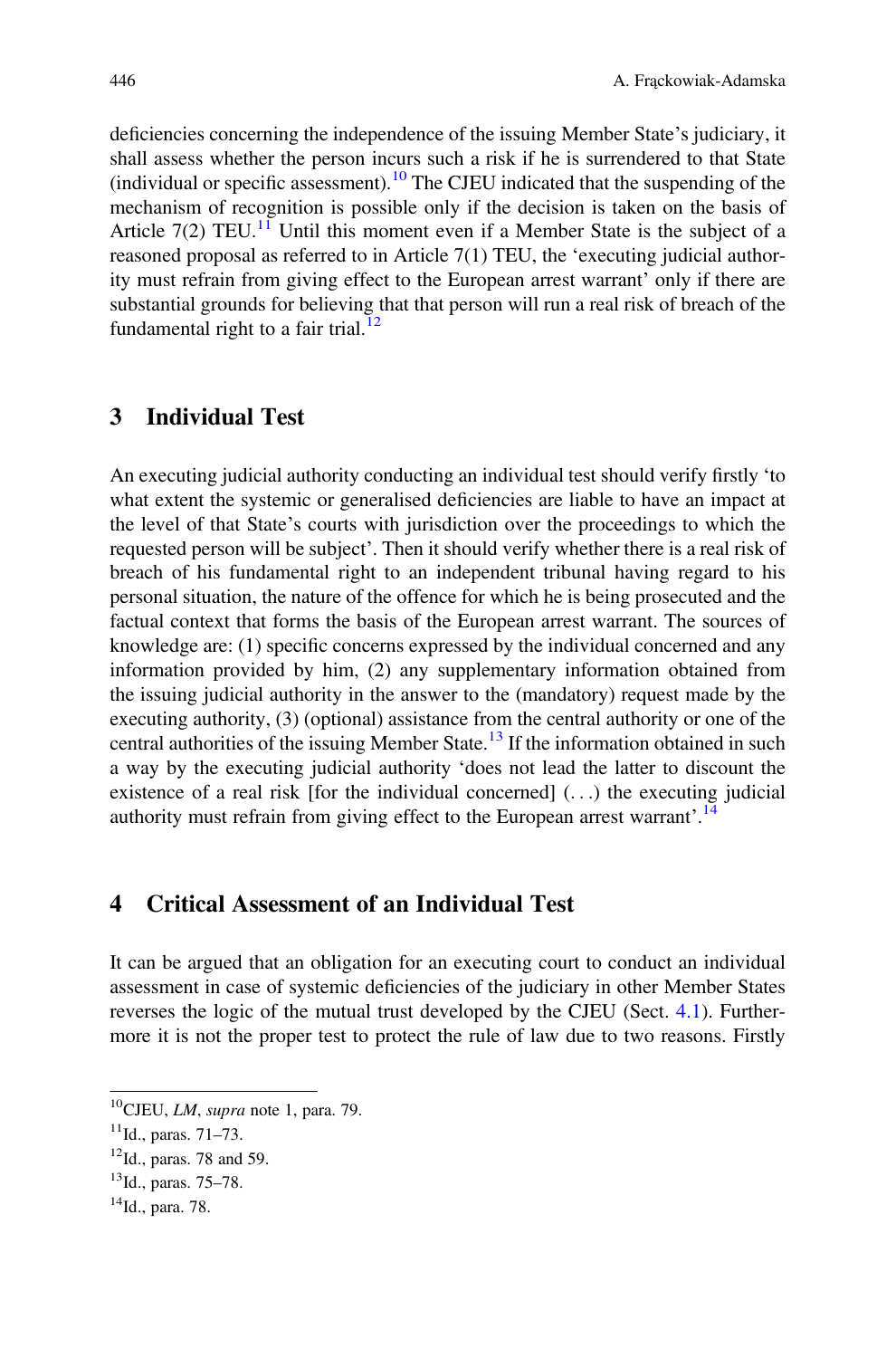deficiencies concerning the independence of the issuing Member State's judiciary, it shall assess whether the person incurs such a risk if he is surrendered to that State (individual or specific assessment).[10] The CJEU indicated that the suspending of the mechanism of recognition is possible only if the decision is taken on the basis of Article 7(2) TEU.[11] Until this moment even if a Member State is the subject of a reasoned proposal as referred to in Article 7(1) TEU, the 'executing judicial authority must refrain from giving effect to the European arrest warrant' only if there are substantial grounds for believing that that person will run a real risk of breach of the fundamental right to a fair trial.[12]

## 3 Individual Test

An executing judicial authority conducting an individual test should verify firstly 'to what extent the systemic or generalised deficiencies are liable to have an impact at the level of that State's courts with jurisdiction over the proceedings to which the requested person will be subject'. Then it should verify whether there is a real risk of breach of his fundamental right to an independent tribunal having regard to his personal situation, the nature of the offence for which he is being prosecuted and the factual context that forms the basis of the European arrest warrant. The sources of knowledge are: (1) specific concerns expressed by the individual concerned and any information provided by him, (2) any supplementary information obtained from the issuing judicial authority in the answer to the (mandatory) request made by the executing authority, (3) (optional) assistance from the central authority or one of the central authorities of the issuing Member State.[13] If the information obtained in such a way by the executing judicial authority 'does not lead the latter to discount the existence of a real risk [for the individual concerned] (...) the executing judicial authority must refrain from giving effect to the European arrest warrant'.[14]

## 4 Critical Assessment of an Individual Test

It can be argued that an obligation for an executing court to conduct an individual assessment in case of systemic deficiencies of the judiciary in other Member States reverses the logic of the mutual trust developed by the CJEU (Sect. 4.1). Furthermore it is not the proper test to protect the rule of law due to two reasons. Firstly

---

[10] CJEU, *LM*, *supra* note 1, para. 79.

[11] Id., paras. 71–73.

[12] Id., paras. 78 and 59.

[13] Id., paras. 75–78.

[14] Id., para. 78.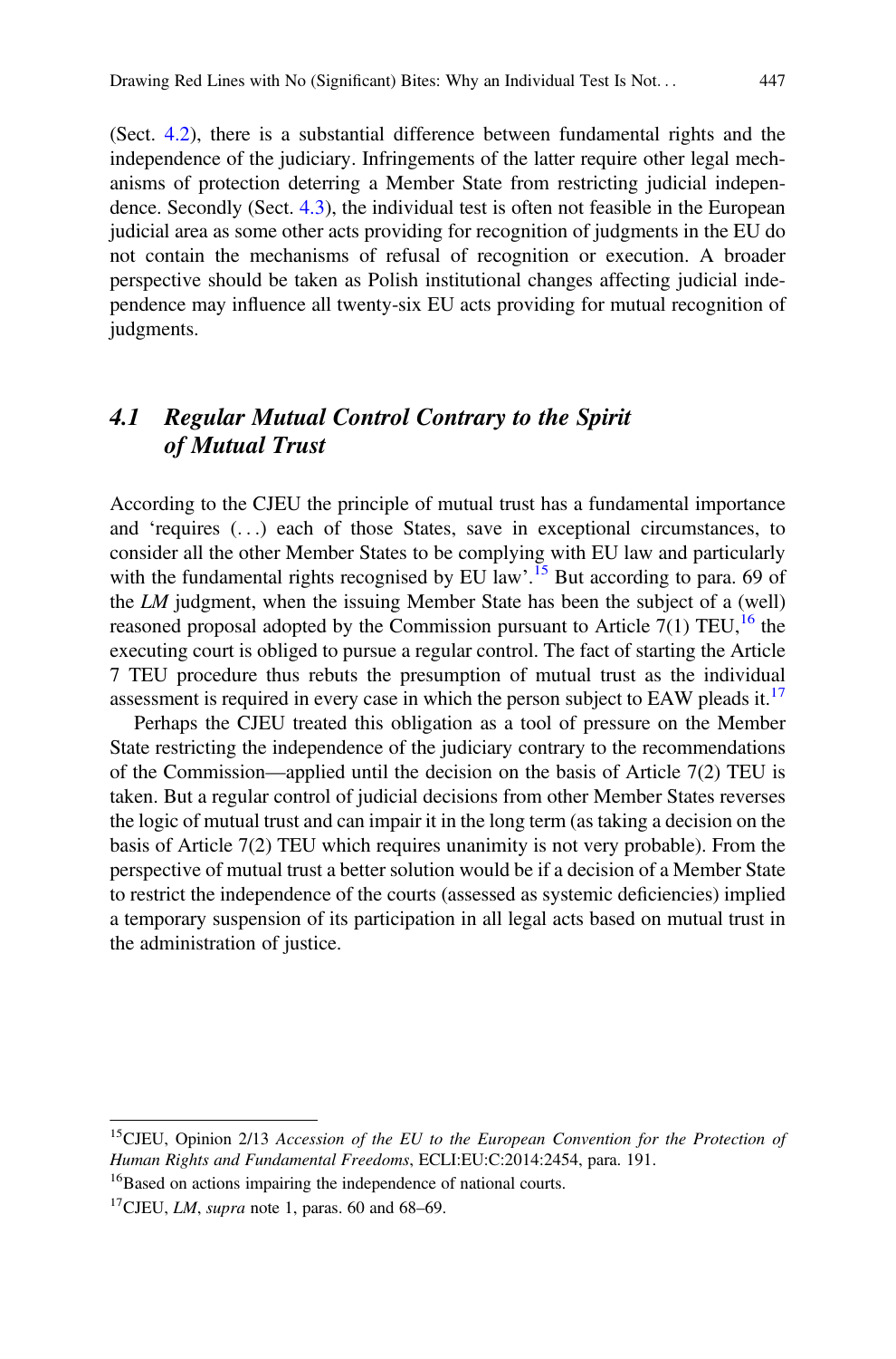(Sect. 4.2), there is a substantial difference between fundamental rights and the independence of the judiciary. Infringements of the latter require other legal mechanisms of protection deterring a Member State from restricting judicial independence. Secondly (Sect. 4.3), the individual test is often not feasible in the European judicial area as some other acts providing for recognition of judgments in the EU do not contain the mechanisms of refusal of recognition or execution. A broader perspective should be taken as Polish institutional changes affecting judicial independence may influence all twenty-six EU acts providing for mutual recognition of judgments.

## 4.1 Regular Mutual Control Contrary to the Spirit of Mutual Trust

According to the CJEU the principle of mutual trust has a fundamental importance and 'requires (. . .) each of those States, save in exceptional circumstances, to consider all the other Member States to be complying with EU law and particularly with the fundamental rights recognised by EU law'.[15] But according to para. 69 of the *LM* judgment, when the issuing Member State has been the subject of a (well) reasoned proposal adopted by the Commission pursuant to Article 7(1) TEU,[16] the executing court is obliged to pursue a regular control. The fact of starting the Article 7 TEU procedure thus rebuts the presumption of mutual trust as the individual assessment is required in every case in which the person subject to EAW pleads it.[17]

Perhaps the CJEU treated this obligation as a tool of pressure on the Member State restricting the independence of the judiciary contrary to the recommendations of the Commission—applied until the decision on the basis of Article 7(2) TEU is taken. But a regular control of judicial decisions from other Member States reverses the logic of mutual trust and can impair it in the long term (as taking a decision on the basis of Article 7(2) TEU which requires unanimity is not very probable). From the perspective of mutual trust a better solution would be if a decision of a Member State to restrict the independence of the courts (assessed as systemic deficiencies) implied a temporary suspension of its participation in all legal acts based on mutual trust in the administration of justice.

---

[15] CJEU, Opinion 2/13 *Accession of the EU to the European Convention for the Protection of Human Rights and Fundamental Freedoms*, ECLI:EU:C:2014:2454, para. 191.

[16] Based on actions impairing the independence of national courts.

[17] CJEU, *LM*, *supra* note 1, paras. 60 and 68–69.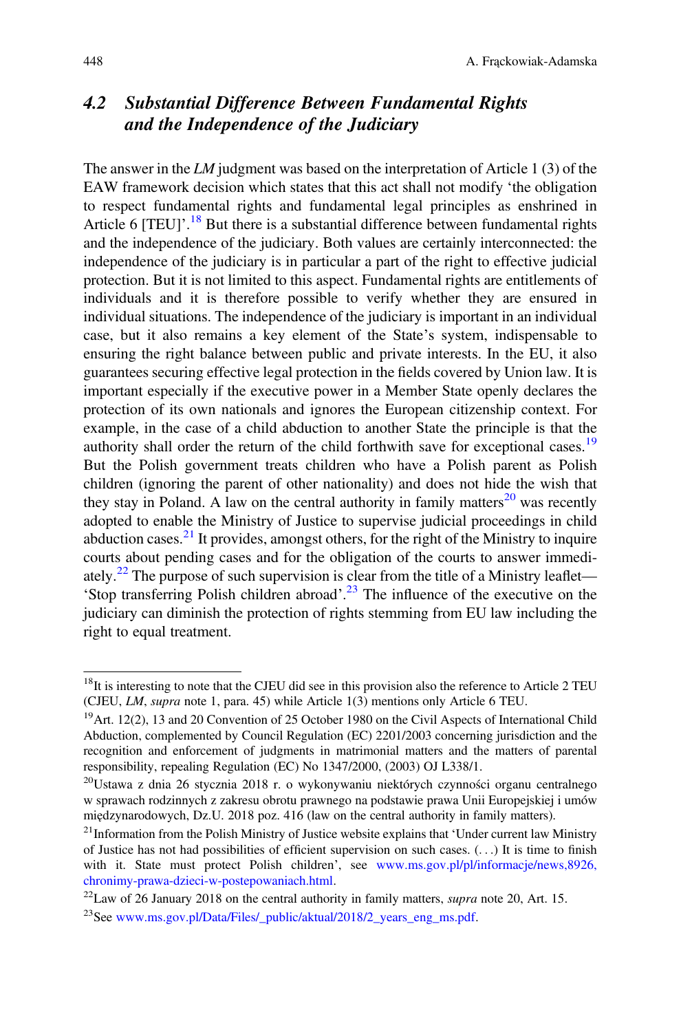### 4.2 Substantial Difference Between Fundamental Rights and the Independence of the Judiciary

The answer in the *LM* judgment was based on the interpretation of Article 1 (3) of the EAW framework decision which states that this act shall not modify 'the obligation to respect fundamental rights and fundamental legal principles as enshrined in Article 6 [TEU]'.[18] But there is a substantial difference between fundamental rights and the independence of the judiciary. Both values are certainly interconnected: the independence of the judiciary is in particular a part of the right to effective judicial protection. But it is not limited to this aspect. Fundamental rights are entitlements of individuals and it is therefore possible to verify whether they are ensured in individual situations. The independence of the judiciary is important in an individual case, but it also remains a key element of the State's system, indispensable to ensuring the right balance between public and private interests. In the EU, it also guarantees securing effective legal protection in the fields covered by Union law. It is important especially if the executive power in a Member State openly declares the protection of its own nationals and ignores the European citizenship context. For example, in the case of a child abduction to another State the principle is that the authority shall order the return of the child forthwith save for exceptional cases.[19] But the Polish government treats children who have a Polish parent as Polish children (ignoring the parent of other nationality) and does not hide the wish that they stay in Poland. A law on the central authority in family matters[20] was recently adopted to enable the Ministry of Justice to supervise judicial proceedings in child abduction cases.[21] It provides, amongst others, for the right of the Ministry to inquire courts about pending cases and for the obligation of the courts to answer immediately.[22] The purpose of such supervision is clear from the title of a Ministry leaflet—'Stop transferring Polish children abroad'.[23] The influence of the executive on the judiciary can diminish the protection of rights stemming from EU law including the right to equal treatment.

---

[18] It is interesting to note that the CJEU did see in this provision also the reference to Article 2 TEU (CJEU, *LM*, *supra* note 1, para. 45) while Article 1(3) mentions only Article 6 TEU.

[19] Art. 12(2), 13 and 20 Convention of 25 October 1980 on the Civil Aspects of International Child Abduction, complemented by Council Regulation (EC) 2201/2003 concerning jurisdiction and the recognition and enforcement of judgments in matrimonial matters and the matters of parental responsibility, repealing Regulation (EC) No 1347/2000, (2003) OJ L338/1.

[20] Ustawa z dnia 26 stycznia 2018 r. o wykonywaniu niektórych czynności organu centralnego w sprawach rodzinnych z zakresu obrotu prawnego na podstawie prawa Unii Europejskiej i umów międzynarodowych, Dz.U. 2018 poz. 416 (law on the central authority in family matters).

[21] Information from the Polish Ministry of Justice website explains that 'Under current law Ministry of Justice has not had possibilities of efficient supervision on such cases. (. . .) It is time to finish with it. State must protect Polish children', see www.ms.gov.pl/pl/informacje/news,8926,chronimy-prawa-dzieci-w-postepowaniach.html.

[22] Law of 26 January 2018 on the central authority in family matters, *supra* note 20, Art. 15.

[23] See www.ms.gov.pl/Data/Files/_public/aktual/2018/2_years_eng_ms.pdf.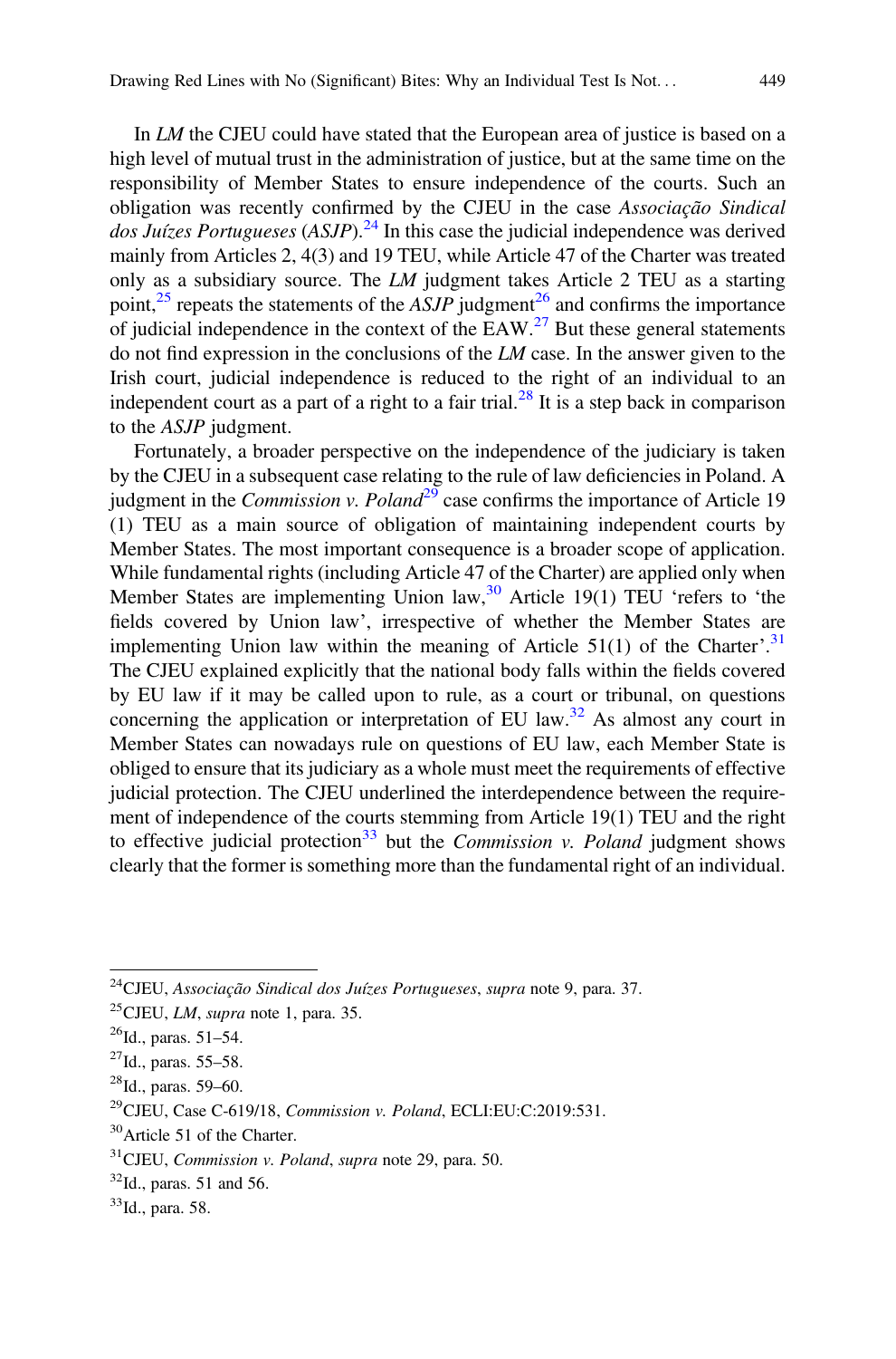In *LM* the CJEU could have stated that the European area of justice is based on a high level of mutual trust in the administration of justice, but at the same time on the responsibility of Member States to ensure independence of the courts. Such an obligation was recently confirmed by the CJEU in the case *Associação Sindical dos Juízes Portugueses* (*ASJP*).[24] In this case the judicial independence was derived mainly from Articles 2, 4(3) and 19 TEU, while Article 47 of the Charter was treated only as a subsidiary source. The *LM* judgment takes Article 2 TEU as a starting point,[25] repeats the statements of the *ASJP* judgment[26] and confirms the importance of judicial independence in the context of the EAW.[27] But these general statements do not find expression in the conclusions of the *LM* case. In the answer given to the Irish court, judicial independence is reduced to the right of an individual to an independent court as a part of a right to a fair trial.[28] It is a step back in comparison to the *ASJP* judgment.

Fortunately, a broader perspective on the independence of the judiciary is taken by the CJEU in a subsequent case relating to the rule of law deficiencies in Poland. A judgment in the *Commission v. Poland*[29] case confirms the importance of Article 19 (1) TEU as a main source of obligation of maintaining independent courts by Member States. The most important consequence is a broader scope of application. While fundamental rights (including Article 47 of the Charter) are applied only when Member States are implementing Union law,[30] Article 19(1) TEU 'refers to 'the fields covered by Union law', irrespective of whether the Member States are implementing Union law within the meaning of Article 51(1) of the Charter'.[31] The CJEU explained explicitly that the national body falls within the fields covered by EU law if it may be called upon to rule, as a court or tribunal, on questions concerning the application or interpretation of EU law.[32] As almost any court in Member States can nowadays rule on questions of EU law, each Member State is obliged to ensure that its judiciary as a whole must meet the requirements of effective judicial protection. The CJEU underlined the interdependence between the requirement of independence of the courts stemming from Article 19(1) TEU and the right to effective judicial protection[33] but the *Commission v. Poland* judgment shows clearly that the former is something more than the fundamental right of an individual.

---

[24] CJEU, *Associação Sindical dos Juízes Portugueses*, *supra* note 9, para. 37.

[25] CJEU, *LM*, *supra* note 1, para. 35.

[26] Id., paras. 51–54.

[27] Id., paras. 55–58.

[28] Id., paras. 59–60.

[29] CJEU, Case C-619/18, *Commission v. Poland*, ECLI:EU:C:2019:531.

[30] Article 51 of the Charter.

[31] CJEU, *Commission v. Poland*, *supra* note 29, para. 50.

[32] Id., paras. 51 and 56.

[33] Id., para. 58.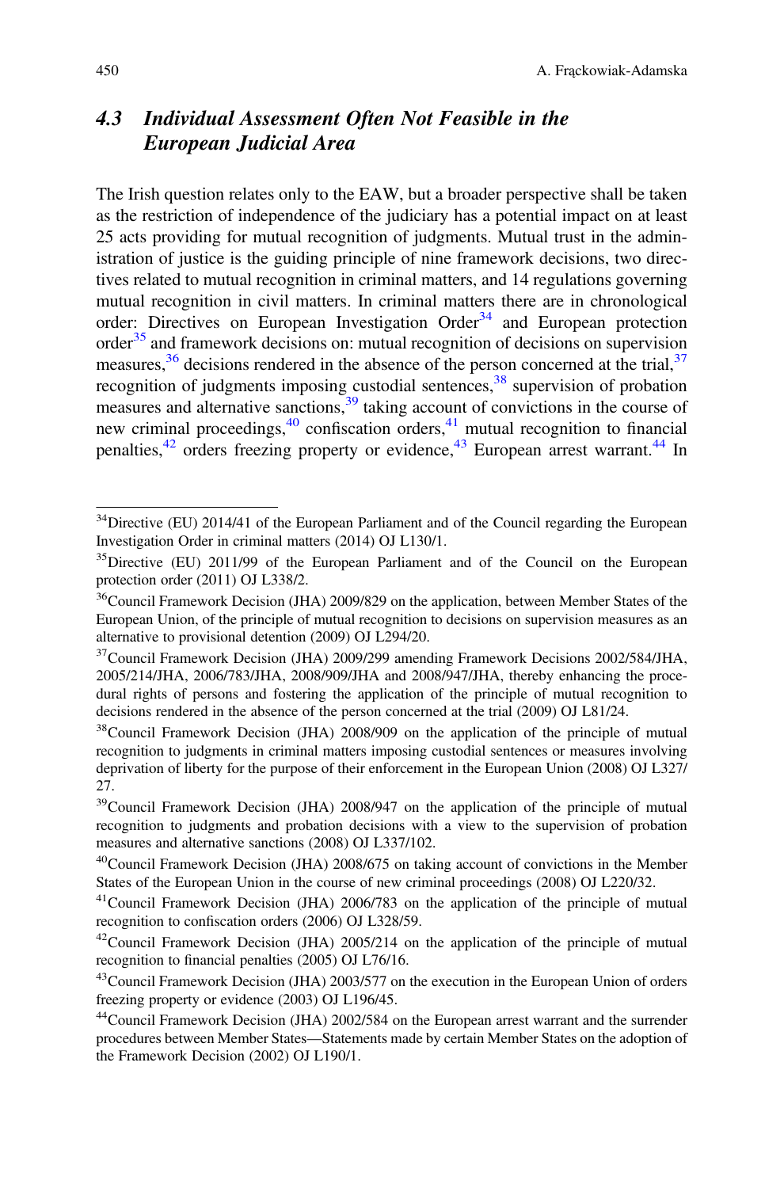## 4.3 Individual Assessment Often Not Feasible in the European Judicial Area

The Irish question relates only to the EAW, but a broader perspective shall be taken as the restriction of independence of the judiciary has a potential impact on at least 25 acts providing for mutual recognition of judgments. Mutual trust in the administration of justice is the guiding principle of nine framework decisions, two directives related to mutual recognition in criminal matters, and 14 regulations governing mutual recognition in civil matters. In criminal matters there are in chronological order: Directives on European Investigation Order[34] and European protection order[35] and framework decisions on: mutual recognition of decisions on supervision measures,[36] decisions rendered in the absence of the person concerned at the trial,[37] recognition of judgments imposing custodial sentences,[38] supervision of probation measures and alternative sanctions,[39] taking account of convictions in the course of new criminal proceedings,[40] confiscation orders,[41] mutual recognition to financial penalties,[42] orders freezing property or evidence,[43] European arrest warrant.[44] In

---

[34] Directive (EU) 2014/41 of the European Parliament and of the Council regarding the European Investigation Order in criminal matters (2014) OJ L130/1.

[35] Directive (EU) 2011/99 of the European Parliament and of the Council on the European protection order (2011) OJ L338/2.

[36] Council Framework Decision (JHA) 2009/829 on the application, between Member States of the European Union, of the principle of mutual recognition to decisions on supervision measures as an alternative to provisional detention (2009) OJ L294/20.

[37] Council Framework Decision (JHA) 2009/299 amending Framework Decisions 2002/584/JHA, 2005/214/JHA, 2006/783/JHA, 2008/909/JHA and 2008/947/JHA, thereby enhancing the procedural rights of persons and fostering the application of the principle of mutual recognition to decisions rendered in the absence of the person concerned at the trial (2009) OJ L81/24.

[38] Council Framework Decision (JHA) 2008/909 on the application of the principle of mutual recognition to judgments in criminal matters imposing custodial sentences or measures involving deprivation of liberty for the purpose of their enforcement in the European Union (2008) OJ L327/27.

[39] Council Framework Decision (JHA) 2008/947 on the application of the principle of mutual recognition to judgments and probation decisions with a view to the supervision of probation measures and alternative sanctions (2008) OJ L337/102.

[40] Council Framework Decision (JHA) 2008/675 on taking account of convictions in the Member States of the European Union in the course of new criminal proceedings (2008) OJ L220/32.

[41] Council Framework Decision (JHA) 2006/783 on the application of the principle of mutual recognition to confiscation orders (2006) OJ L328/59.

[42] Council Framework Decision (JHA) 2005/214 on the application of the principle of mutual recognition to financial penalties (2005) OJ L76/16.

[43] Council Framework Decision (JHA) 2003/577 on the execution in the European Union of orders freezing property or evidence (2003) OJ L196/45.

[44] Council Framework Decision (JHA) 2002/584 on the European arrest warrant and the surrender procedures between Member States—Statements made by certain Member States on the adoption of the Framework Decision (2002) OJ L190/1.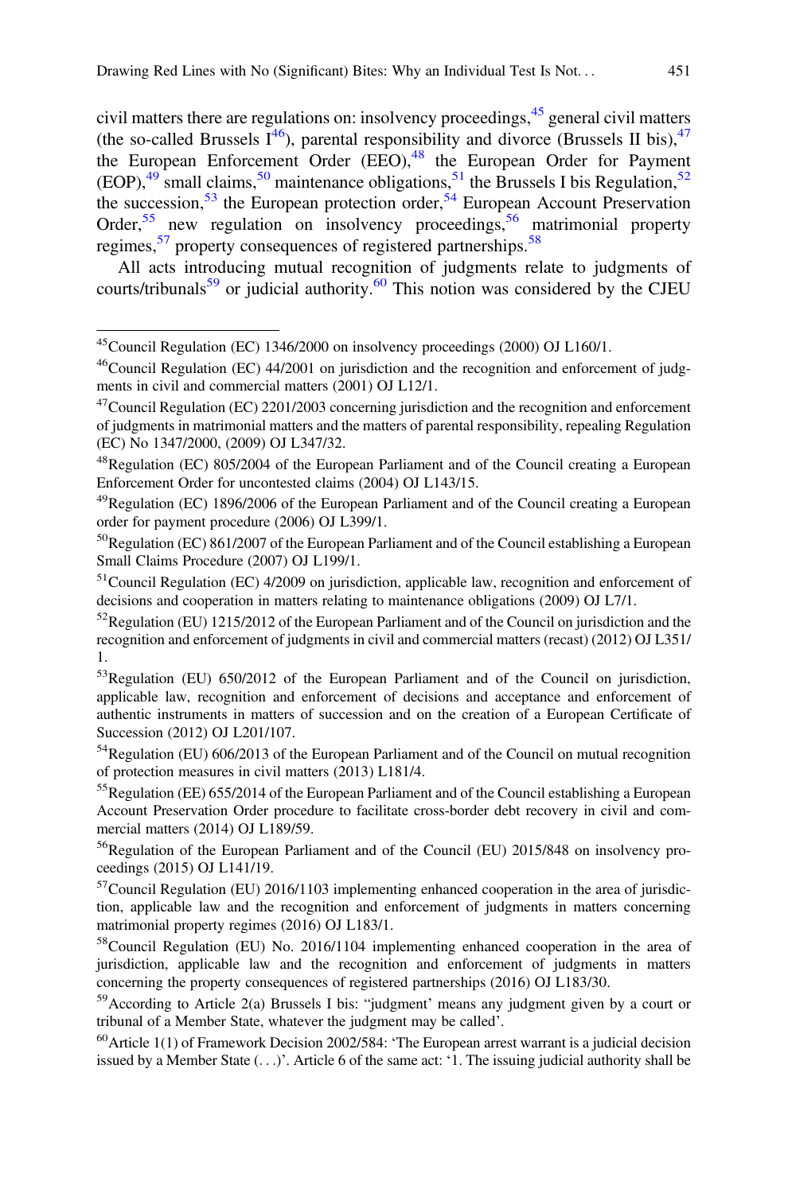civil matters there are regulations on: insolvency proceedings,[45] general civil matters (the so-called Brussels I[46]), parental responsibility and divorce (Brussels II bis),[47] the European Enforcement Order (EEO),[48] the European Order for Payment (EOP),[49] small claims,[50] maintenance obligations,[51] the Brussels I bis Regulation,[52] the succession,[53] the European protection order,[54] European Account Preservation Order,[55] new regulation on insolvency proceedings,[56] matrimonial property regimes,[57] property consequences of registered partnerships.[58]

All acts introducing mutual recognition of judgments relate to judgments of courts/tribunals[59] or judicial authority.[60] This notion was considered by the CJEU

---

[45] Council Regulation (EC) 1346/2000 on insolvency proceedings (2000) OJ L160/1.

[46] Council Regulation (EC) 44/2001 on jurisdiction and the recognition and enforcement of judgments in civil and commercial matters (2001) OJ L12/1.

[47] Council Regulation (EC) 2201/2003 concerning jurisdiction and the recognition and enforcement of judgments in matrimonial matters and the matters of parental responsibility, repealing Regulation (EC) No 1347/2000, (2009) OJ L347/32.

[48] Regulation (EC) 805/2004 of the European Parliament and of the Council creating a European Enforcement Order for uncontested claims (2004) OJ L143/15.

[49] Regulation (EC) 1896/2006 of the European Parliament and of the Council creating a European order for payment procedure (2006) OJ L399/1.

[50] Regulation (EC) 861/2007 of the European Parliament and of the Council establishing a European Small Claims Procedure (2007) OJ L199/1.

[51] Council Regulation (EC) 4/2009 on jurisdiction, applicable law, recognition and enforcement of decisions and cooperation in matters relating to maintenance obligations (2009) OJ L7/1.

[52] Regulation (EU) 1215/2012 of the European Parliament and of the Council on jurisdiction and the recognition and enforcement of judgments in civil and commercial matters (recast) (2012) OJ L351/1.

[53] Regulation (EU) 650/2012 of the European Parliament and of the Council on jurisdiction, applicable law, recognition and enforcement of decisions and acceptance and enforcement of authentic instruments in matters of succession and on the creation of a European Certificate of Succession (2012) OJ L201/107.

[54] Regulation (EU) 606/2013 of the European Parliament and of the Council on mutual recognition of protection measures in civil matters (2013) L181/4.

[55] Regulation (EE) 655/2014 of the European Parliament and of the Council establishing a European Account Preservation Order procedure to facilitate cross-border debt recovery in civil and commercial matters (2014) OJ L189/59.

[56] Regulation of the European Parliament and of the Council (EU) 2015/848 on insolvency proceedings (2015) OJ L141/19.

[57] Council Regulation (EU) 2016/1103 implementing enhanced cooperation in the area of jurisdiction, applicable law and the recognition and enforcement of judgments in matters concerning matrimonial property regimes (2016) OJ L183/1.

[58] Council Regulation (EU) No. 2016/1104 implementing enhanced cooperation in the area of jurisdiction, applicable law and the recognition and enforcement of judgments in matters concerning the property consequences of registered partnerships (2016) OJ L183/30.

[59] According to Article 2(a) Brussels I bis: "judgment' means any judgment given by a court or tribunal of a Member State, whatever the judgment may be called'.

[60] Article 1(1) of Framework Decision 2002/584: 'The European arrest warrant is a judicial decision issued by a Member State (. . .)'. Article 6 of the same act: '1. The issuing judicial authority shall be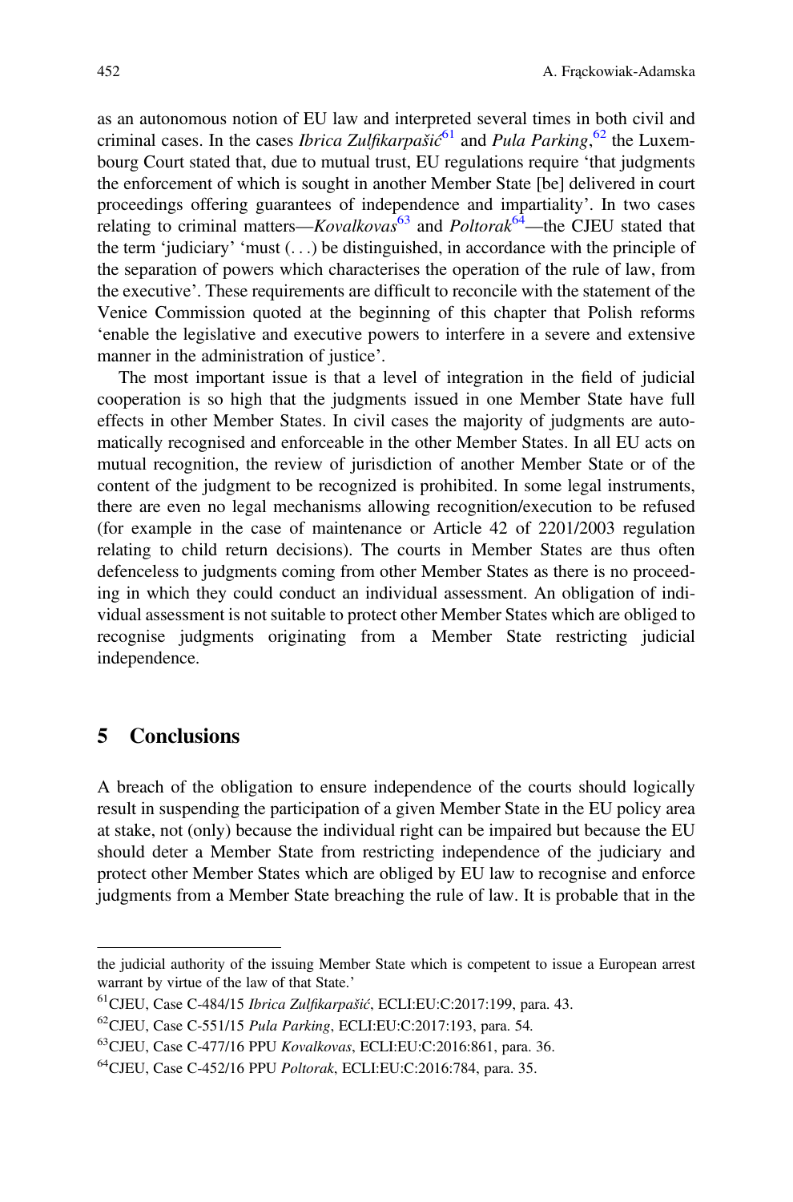as an autonomous notion of EU law and interpreted several times in both civil and criminal cases. In the cases *Ibrica Zulfikarpašić*[61] and *Pula Parking*,[62] the Luxembourg Court stated that, due to mutual trust, EU regulations require 'that judgments the enforcement of which is sought in another Member State [be] delivered in court proceedings offering guarantees of independence and impartiality'. In two cases relating to criminal matters—*Kovalkovas*[63] and *Poltorak*[64]—the CJEU stated that the term 'judiciary' 'must (. . .) be distinguished, in accordance with the principle of the separation of powers which characterises the operation of the rule of law, from the executive'. These requirements are difficult to reconcile with the statement of the Venice Commission quoted at the beginning of this chapter that Polish reforms 'enable the legislative and executive powers to interfere in a severe and extensive manner in the administration of justice'.

The most important issue is that a level of integration in the field of judicial cooperation is so high that the judgments issued in one Member State have full effects in other Member States. In civil cases the majority of judgments are automatically recognised and enforceable in the other Member States. In all EU acts on mutual recognition, the review of jurisdiction of another Member State or of the content of the judgment to be recognized is prohibited. In some legal instruments, there are even no legal mechanisms allowing recognition/execution to be refused (for example in the case of maintenance or Article 42 of 2201/2003 regulation relating to child return decisions). The courts in Member States are thus often defenceless to judgments coming from other Member States as there is no proceeding in which they could conduct an individual assessment. An obligation of individual assessment is not suitable to protect other Member States which are obliged to recognise judgments originating from a Member State restricting judicial independence.

## 5 Conclusions

A breach of the obligation to ensure independence of the courts should logically result in suspending the participation of a given Member State in the EU policy area at stake, not (only) because the individual right can be impaired but because the EU should deter a Member State from restricting independence of the judiciary and protect other Member States which are obliged by EU law to recognise and enforce judgments from a Member State breaching the rule of law. It is probable that in the

---

the judicial authority of the issuing Member State which is competent to issue a European arrest warrant by virtue of the law of that State.'

[61] CJEU, Case C-484/15 *Ibrica Zulfikarpašić*, ECLI:EU:C:2017:199, para. 43.

[62] CJEU, Case C-551/15 *Pula Parking*, ECLI:EU:C:2017:193, para. 54.

[63] CJEU, Case C-477/16 PPU *Kovalkovas*, ECLI:EU:C:2016:861, para. 36.

[64] CJEU, Case C-452/16 PPU *Poltorak*, ECLI:EU:C:2016:784, para. 35.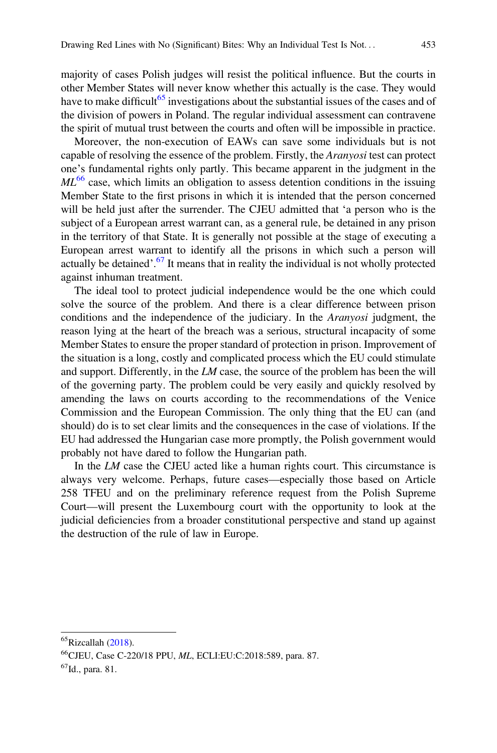majority of cases Polish judges will resist the political influence. But the courts in other Member States will never know whether this actually is the case. They would have to make difficult[65] investigations about the substantial issues of the cases and of the division of powers in Poland. The regular individual assessment can contravene the spirit of mutual trust between the courts and often will be impossible in practice.

Moreover, the non-execution of EAWs can save some individuals but is not capable of resolving the essence of the problem. Firstly, the *Aranyosi* test can protect one's fundamental rights only partly. This became apparent in the judgment in the *ML*[66] case, which limits an obligation to assess detention conditions in the issuing Member State to the first prisons in which it is intended that the person concerned will be held just after the surrender. The CJEU admitted that 'a person who is the subject of a European arrest warrant can, as a general rule, be detained in any prison in the territory of that State. It is generally not possible at the stage of executing a European arrest warrant to identify all the prisons in which such a person will actually be detained'.[67] It means that in reality the individual is not wholly protected against inhuman treatment.

The ideal tool to protect judicial independence would be the one which could solve the source of the problem. And there is a clear difference between prison conditions and the independence of the judiciary. In the *Aranyosi* judgment, the reason lying at the heart of the breach was a serious, structural incapacity of some Member States to ensure the proper standard of protection in prison. Improvement of the situation is a long, costly and complicated process which the EU could stimulate and support. Differently, in the *LM* case, the source of the problem has been the will of the governing party. The problem could be very easily and quickly resolved by amending the laws on courts according to the recommendations of the Venice Commission and the European Commission. The only thing that the EU can (and should) do is to set clear limits and the consequences in the case of violations. If the EU had addressed the Hungarian case more promptly, the Polish government would probably not have dared to follow the Hungarian path.

In the *LM* case the CJEU acted like a human rights court. This circumstance is always very welcome. Perhaps, future cases—especially those based on Article 258 TFEU and on the preliminary reference request from the Polish Supreme Court—will present the Luxembourg court with the opportunity to look at the judicial deficiencies from a broader constitutional perspective and stand up against the destruction of the rule of law in Europe.

---

[65] Rizcallah (2018).

[66] CJEU, Case C-220/18 PPU, *ML*, ECLI:EU:C:2018:589, para. 87.

[67] Id., para. 81.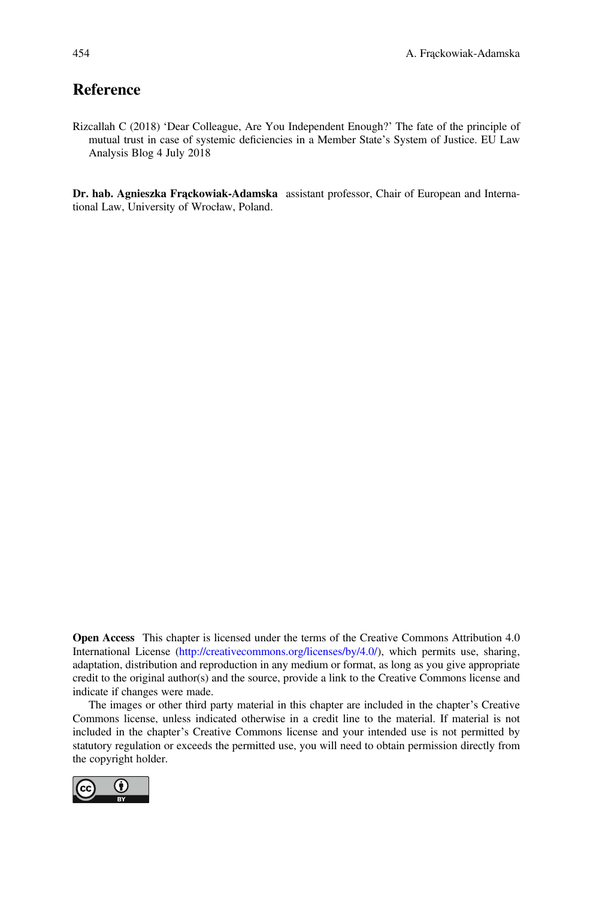## Reference

Rizcallah C (2018) 'Dear Colleague, Are You Independent Enough?' The fate of the principle of mutual trust in case of systemic deficiencies in a Member State's System of Justice. EU Law Analysis Blog 4 July 2018

**Dr. hab. Agnieszka Frąckowiak-Adamska** assistant professor, Chair of European and International Law, University of Wrocław, Poland.

**Open Access** This chapter is licensed under the terms of the Creative Commons Attribution 4.0 International License (http://creativecommons.org/licenses/by/4.0/), which permits use, sharing, adaptation, distribution and reproduction in any medium or format, as long as you give appropriate credit to the original author(s) and the source, provide a link to the Creative Commons license and indicate if changes were made.

The images or other third party material in this chapter are included in the chapter's Creative Commons license, unless indicated otherwise in a credit line to the material. If material is not included in the chapter's Creative Commons license and your intended use is not permitted by statutory regulation or exceeds the permitted use, you will need to obtain permission directly from the copyright holder.